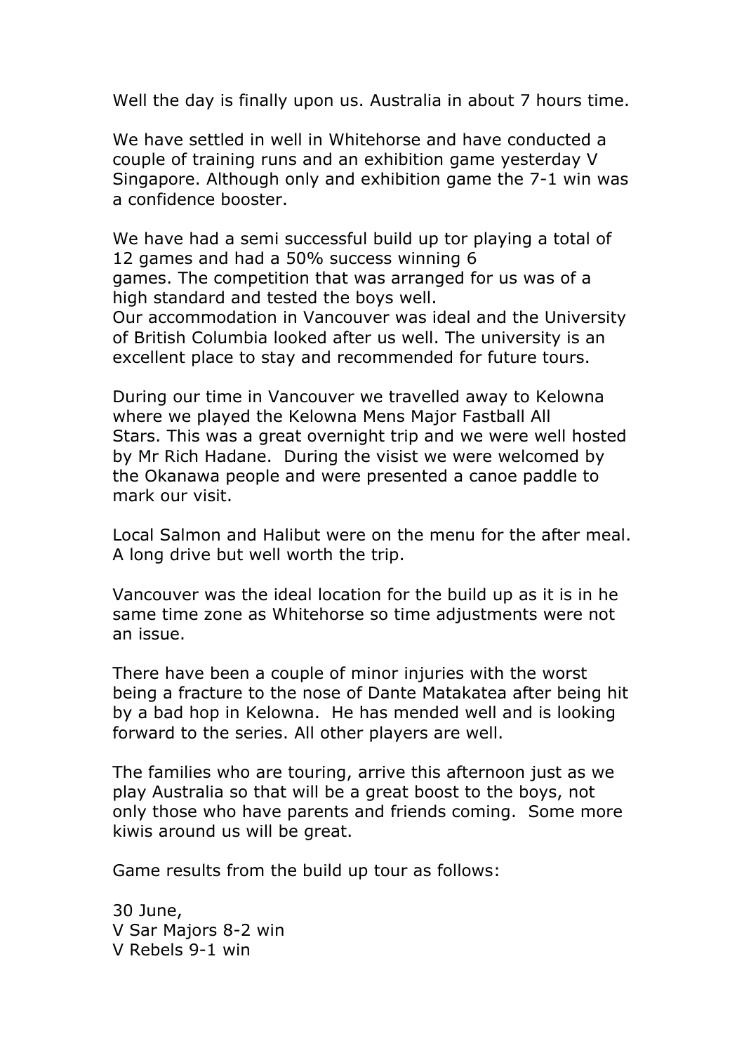Well the day is finally upon us. Australia in about 7 hours time.

We have settled in well in Whitehorse and have conducted a couple of training runs and an exhibition game yesterday V Singapore. Although only and exhibition game the 7-1 win was a confidence booster.

We have had a semi successful build up tor playing a total of 12 games and had a 50% success winning 6 games. The competition that was arranged for us was of a high standard and tested the boys well.
Our accommodation in Vancouver was ideal and the University of British Columbia looked after us well. The university is an excellent place to stay and recommended for future tours.

During our time in Vancouver we travelled away to Kelowna where we played the Kelowna Mens Major Fastball All Stars. This was a great overnight trip and we were well hosted by Mr Rich Hadane. During the visist we were welcomed by the Okanawa people and were presented a canoe paddle to mark our visit.

Local Salmon and Halibut were on the menu for the after meal. A long drive but well worth the trip.

Vancouver was the ideal location for the build up as it is in he same time zone as Whitehorse so time adjustments were not an issue.

There have been a couple of minor injuries with the worst being a fracture to the nose of Dante Matakatea after being hit by a bad hop in Kelowna. He has mended well and is looking forward to the series. All other players are well.

The families who are touring, arrive this afternoon just as we play Australia so that will be a great boost to the boys, not only those who have parents and friends coming. Some more kiwis around us will be great.

Game results from the build up tour as follows:

30 June,
V Sar Majors 8-2 win
V Rebels 9-1 win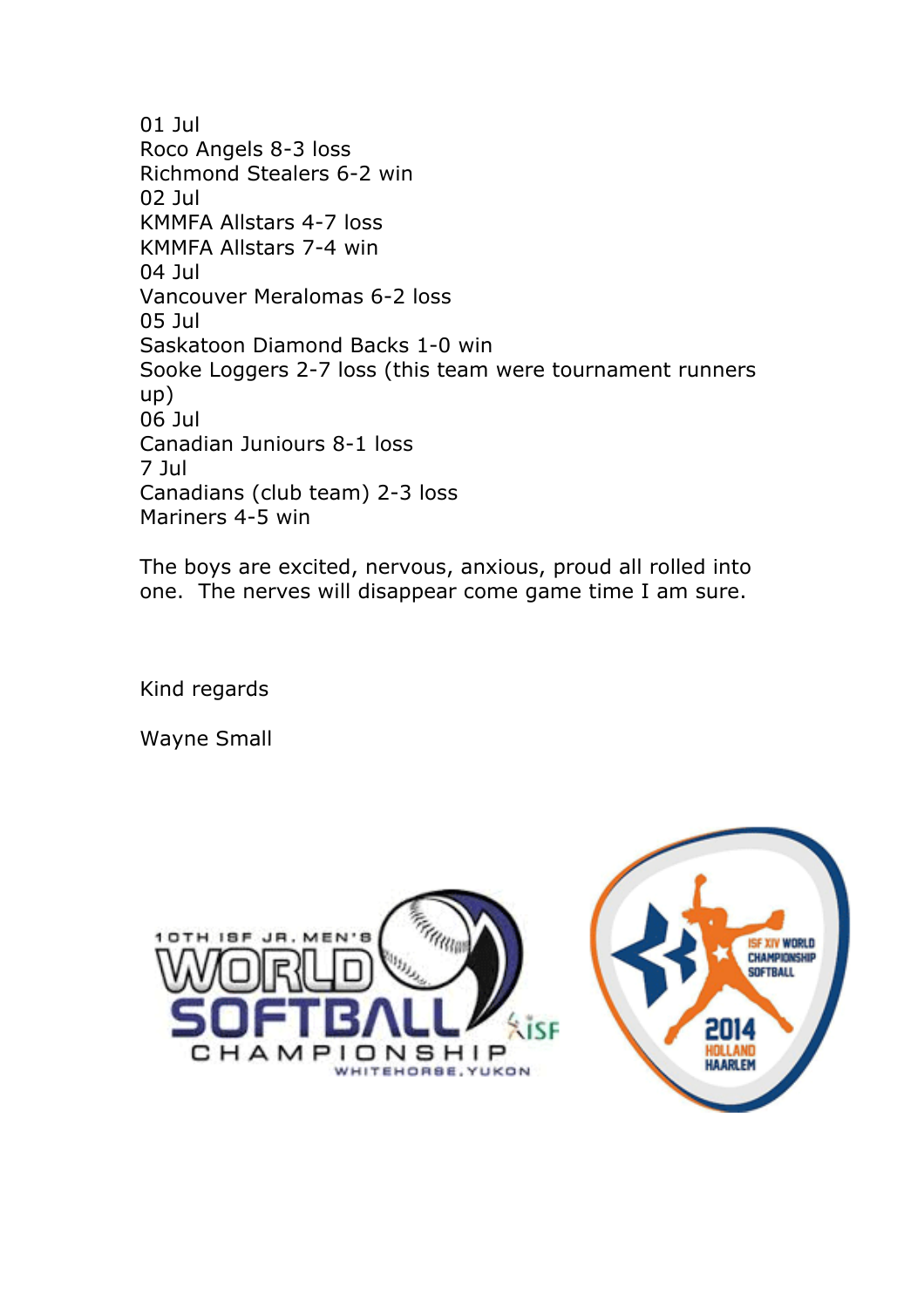01 Jul
Roco Angels 8-3 loss
Richmond Stealers 6-2 win
02 Jul
KMMFA Allstars 4-7 loss
KMMFA Allstars 7-4 win
04 Jul
Vancouver Meralomas 6-2 loss
05 Jul
Saskatoon Diamond Backs 1-0 win
Sooke Loggers 2-7 loss (this team were tournament runners up)
06 Jul
Canadian Juniours 8-1 loss
7 Jul
Canadians (club team) 2-3 loss
Mariners 4-5 win

The boys are excited, nervous, anxious, proud all rolled into one. The nerves will disappear come game time I am sure.

Kind regards

Wayne Small